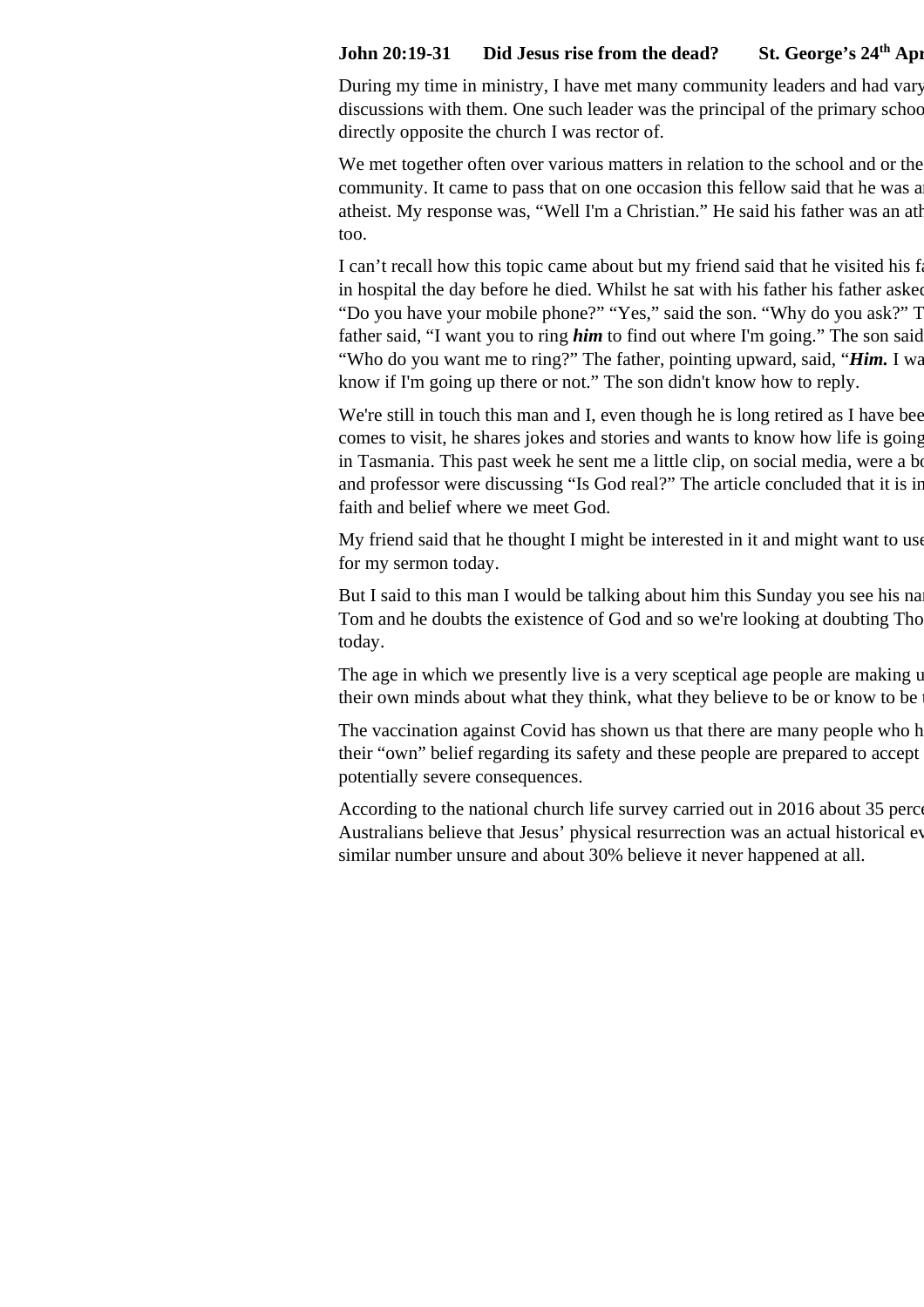**John 20:19-31 Did Jesus rise from the dead? St. George's 24th Apr**

During my time in ministry, I have met many community leaders and had vary discussions with them. One such leader was the principal of the primary schoo directly opposite the church I was rector of.

We met together often over various matters in relation to the school and or the community. It came to pass that on one occasion this fellow said that he was an atheist. My response was, "Well I'm a Christian." He said his father was an ath too.

I can't recall how this topic came about but my friend said that he visited his fa in hospital the day before he died. Whilst he sat with his father his father asked "Do you have your mobile phone?" "Yes," said the son. "Why do you ask?" T father said, "I want you to ring ***him*** to find out where I'm going." The son said "Who do you want me to ring?" The father, pointing upward, said, "***Him.*** I wa know if I'm going up there or not." The son didn't know how to reply.

We're still in touch this man and I, even though he is long retired as I have bee comes to visit, he shares jokes and stories and wants to know how life is going in Tasmania. This past week he sent me a little clip, on social media, were a bo and professor were discussing "Is God real?" The article concluded that it is in faith and belief where we meet God.

My friend said that he thought I might be interested in it and might want to use for my sermon today.

But I said to this man I would be talking about him this Sunday you see his nan Tom and he doubts the existence of God and so we're looking at doubting Tho today.

The age in which we presently live is a very sceptical age people are making u their own minds about what they think, what they believe to be or know to be t

The vaccination against Covid has shown us that there are many people who h their "own" belief regarding its safety and these people are prepared to accept potentially severe consequences.

According to the national church life survey carried out in 2016 about 35 perce Australians believe that Jesus' physical resurrection was an actual historical ev similar number unsure and about 30% believe it never happened at all.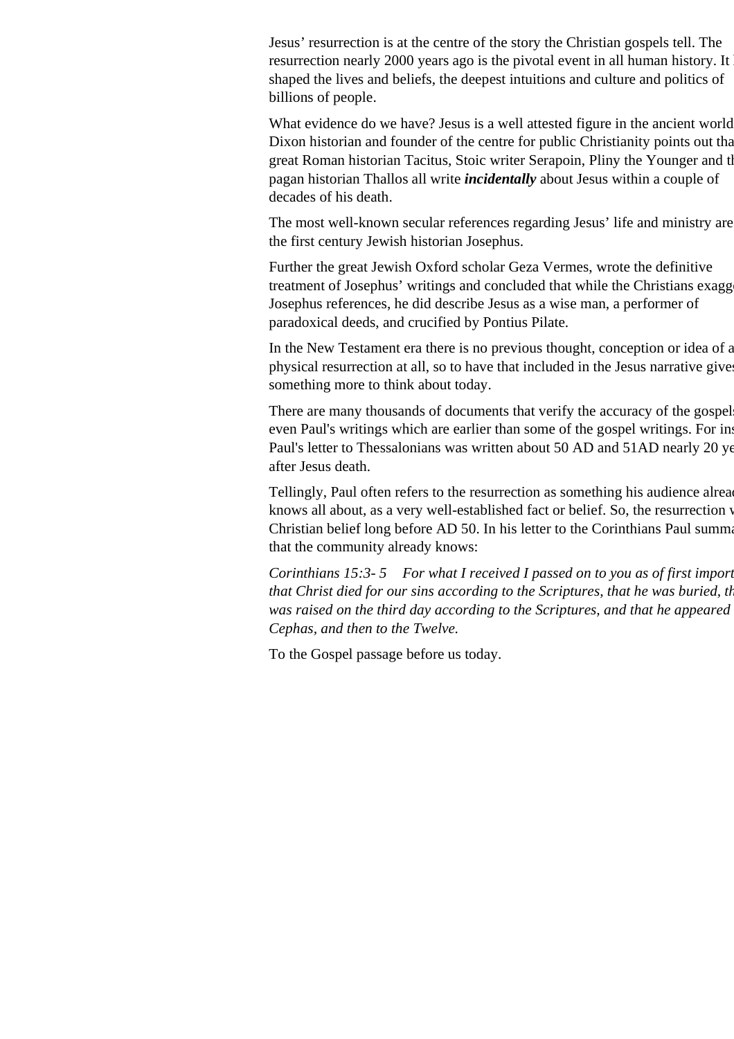Jesus' resurrection is at the centre of the story the Christian gospels tell. The resurrection nearly 2000 years ago is the pivotal event in all human history. It l shaped the lives and beliefs, the deepest intuitions and culture and politics of billions of people.

What evidence do we have? Jesus is a well attested figure in the ancient world Dixon historian and founder of the centre for public Christianity points out tha great Roman historian Tacitus, Stoic writer Serapoin, Pliny the Younger and th pagan historian Thallos all write ***incidentally*** about Jesus within a couple of decades of his death.

The most well-known secular references regarding Jesus' life and ministry are the first century Jewish historian Josephus.

Further the great Jewish Oxford scholar Geza Vermes, wrote the definitive treatment of Josephus' writings and concluded that while the Christians exagg Josephus references, he did describe Jesus as a wise man, a performer of paradoxical deeds, and crucified by Pontius Pilate.

In the New Testament era there is no previous thought, conception or idea of a physical resurrection at all, so to have that included in the Jesus narrative gives something more to think about today.

There are many thousands of documents that verify the accuracy of the gospels even Paul's writings which are earlier than some of the gospel writings. For ins Paul's letter to Thessalonians was written about 50 AD and 51AD nearly 20 ye after Jesus death.

Tellingly, Paul often refers to the resurrection as something his audience alrea knows all about, as a very well-established fact or belief. So, the resurrection w Christian belief long before AD 50. In his letter to the Corinthians Paul summa that the community already knows:

*Corinthians 15:3- 5    For what I received I passed on to you as of first import that Christ died for our sins according to the Scriptures, that he was buried, th was raised on the third day according to the Scriptures, and that he appeared Cephas, and then to the Twelve.*

To the Gospel passage before us today.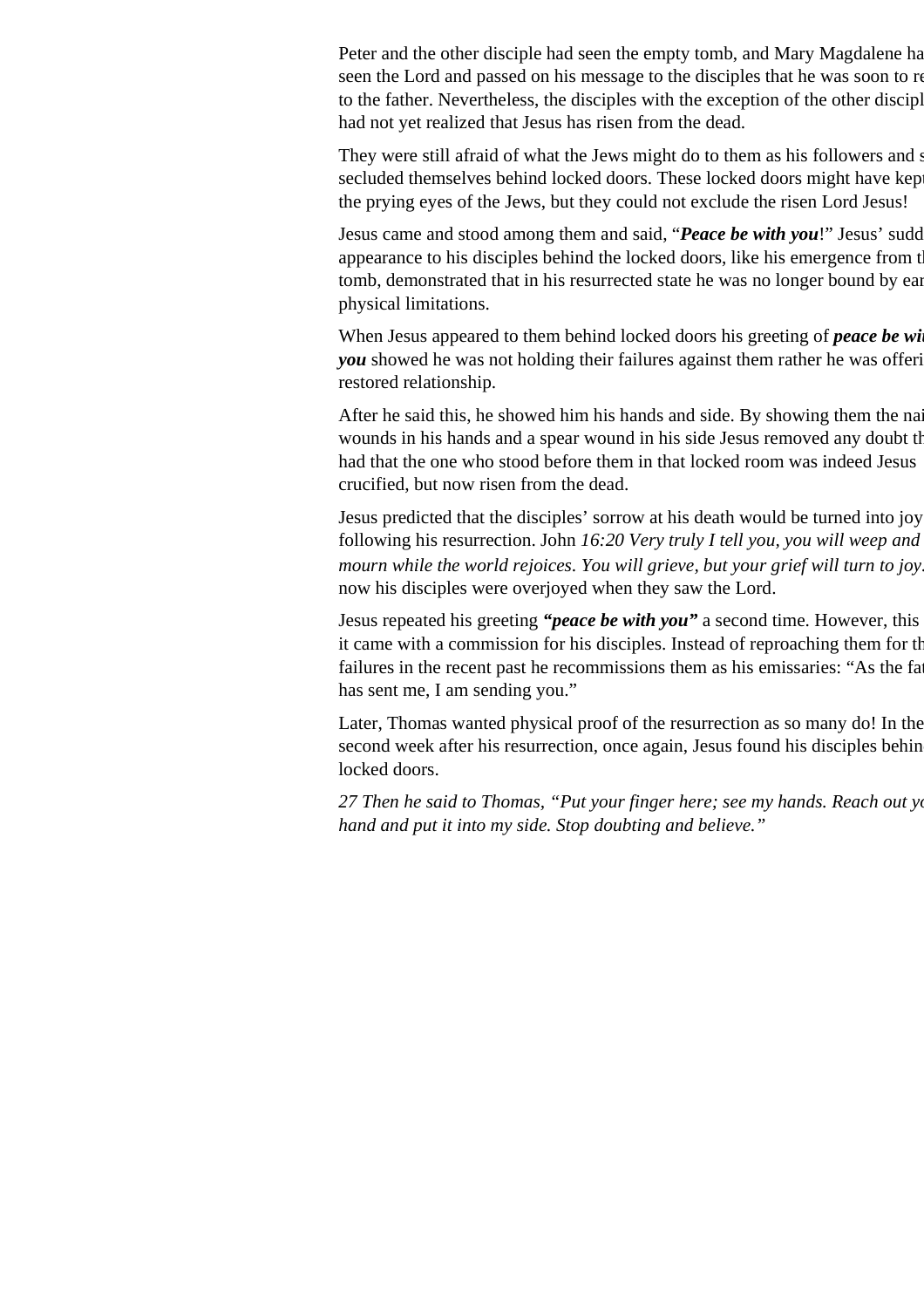Peter and the other disciple had seen the empty tomb, and Mary Magdalene ha seen the Lord and passed on his message to the disciples that he was soon to re to the father. Nevertheless, the disciples with the exception of the other discipl had not yet realized that Jesus has risen from the dead.

They were still afraid of what the Jews might do to them as his followers and s secluded themselves behind locked doors. These locked doors might have kept the prying eyes of the Jews, but they could not exclude the risen Lord Jesus!

Jesus came and stood among them and said, "***Peace be with you***!" Jesus' sudd appearance to his disciples behind the locked doors, like his emergence from th tomb, demonstrated that in his resurrected state he was no longer bound by ear physical limitations.

When Jesus appeared to them behind locked doors his greeting of ***peace be wi you*** showed he was not holding their failures against them rather he was offeri restored relationship.

After he said this, he showed him his hands and side. By showing them the nai wounds in his hands and a spear wound in his side Jesus removed any doubt th had that the one who stood before them in that locked room was indeed Jesus crucified, but now risen from the dead.

Jesus predicted that the disciples' sorrow at his death would be turned into joy following his resurrection. John *16:20 Very truly I tell you, you will weep and mourn while the world rejoices. You will grieve, but your grief will turn to joy.* now his disciples were overjoyed when they saw the Lord.

Jesus repeated his greeting ***"peace be with you"*** a second time. However, this it came with a commission for his disciples. Instead of reproaching them for th failures in the recent past he recommissions them as his emissaries: "As the fat has sent me, I am sending you."

Later, Thomas wanted physical proof of the resurrection as so many do! In the second week after his resurrection, once again, Jesus found his disciples behin locked doors.

*27 Then he said to Thomas, "Put your finger here; see my hands. Reach out yo hand and put it into my side. Stop doubting and believe."*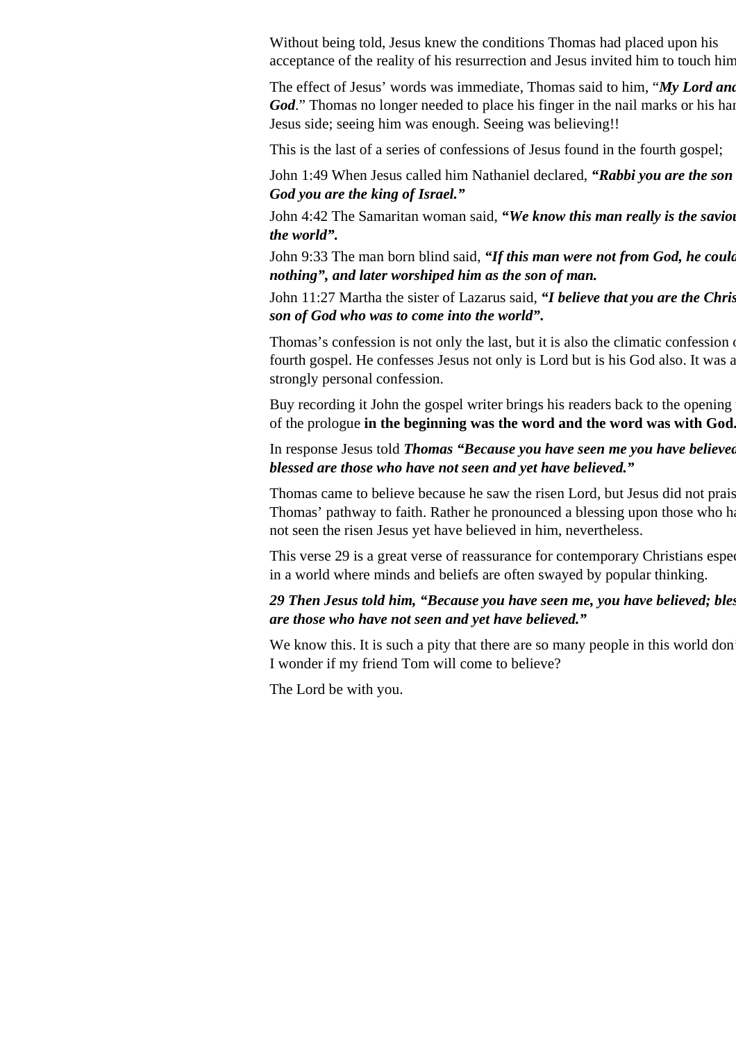Without being told, Jesus knew the conditions Thomas had placed upon his acceptance of the reality of his resurrection and Jesus invited him to touch him

The effect of Jesus' words was immediate, Thomas said to him, "***My Lord and God***." Thomas no longer needed to place his finger in the nail marks or his han Jesus side; seeing him was enough. Seeing was believing!!

This is the last of a series of confessions of Jesus found in the fourth gospel;

John 1:49 When Jesus called him Nathaniel declared, ***"Rabbi you are the son God you are the king of Israel."***

John 4:42 The Samaritan woman said, ***"We know this man really is the saviou the world".***

John 9:33 The man born blind said, ***"If this man were not from God, he could nothing", and later worshiped him as the son of man.***

John 11:27 Martha the sister of Lazarus said, ***"I believe that you are the Chris son of God who was to come into the world".***

Thomas's confession is not only the last, but it is also the climatic confession o fourth gospel. He confesses Jesus not only is Lord but is his God also. It was a strongly personal confession.

Buy recording it John the gospel writer brings his readers back to the opening of the prologue **in the beginning was the word and the word was with God.**

In response Jesus told ***Thomas "Because you have seen me you have believed blessed are those who have not seen and yet have believed."***

Thomas came to believe because he saw the risen Lord, but Jesus did not prais Thomas' pathway to faith. Rather he pronounced a blessing upon those who ha not seen the risen Jesus yet have believed in him, nevertheless.

This verse 29 is a great verse of reassurance for contemporary Christians espec in a world where minds and beliefs are often swayed by popular thinking.

***29 Then Jesus told him, "Because you have seen me, you have believed; bles are those who have not seen and yet have believed."***

We know this. It is such a pity that there are so many people in this world don' I wonder if my friend Tom will come to believe?

The Lord be with you.